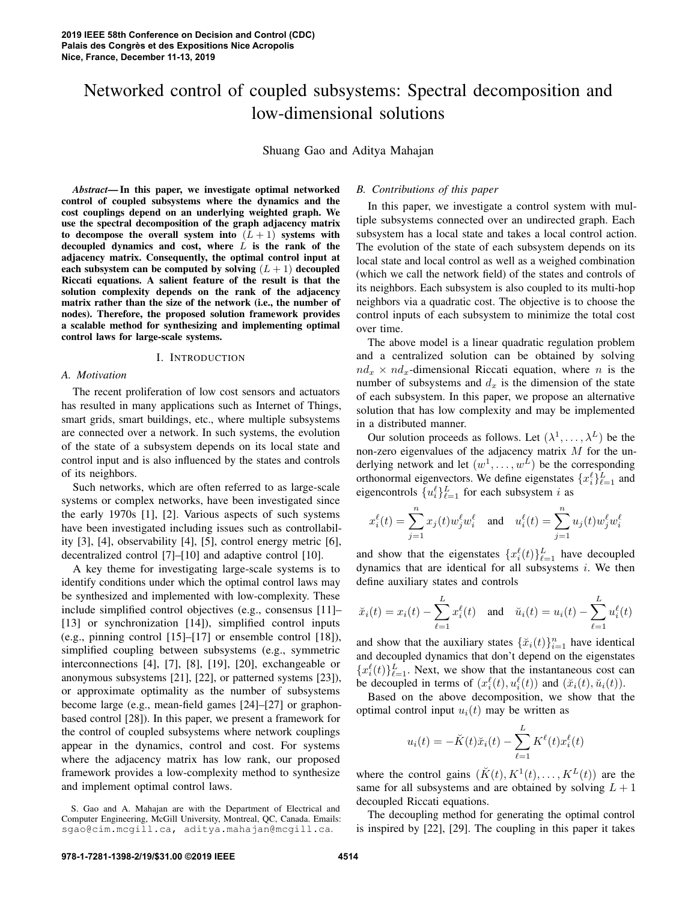# Networked control of coupled subsystems: Spectral decomposition and low-dimensional solutions

Shuang Gao and Aditya Mahajan

***Abstract*— In this paper, we investigate optimal networked control of coupled subsystems where the dynamics and the cost couplings depend on an underlying weighted graph. We use the spectral decomposition of the graph adjacency matrix to decompose the overall system into $(L+1)$ systems with decoupled dynamics and cost, where $L$ is the rank of the adjacency matrix. Consequently, the optimal control input at each subsystem can be computed by solving $(L+1)$ decoupled Riccati equations. A salient feature of the result is that the solution complexity depends on the rank of the adjacency matrix rather than the size of the network (i.e., the number of nodes). Therefore, the proposed solution framework provides a scalable method for synthesizing and implementing optimal control laws for large-scale systems.**

## I. Introduction

### A. Motivation

The recent proliferation of low cost sensors and actuators has resulted in many applications such as Internet of Things, smart grids, smart buildings, etc., where multiple subsystems are connected over a network. In such systems, the evolution of the state of a subsystem depends on its local state and control input and is also influenced by the states and controls of its neighbors.

Such networks, which are often referred to as large-scale systems or complex networks, have been investigated since the early 1970s [1], [2]. Various aspects of such systems have been investigated including issues such as controllability [3], [4], observability [4], [5], control energy metric [6], decentralized control [7]–[10] and adaptive control [10].

A key theme for investigating large-scale systems is to identify conditions under which the optimal control laws may be synthesized and implemented with low-complexity. These include simplified control objectives (e.g., consensus [11]–[13] or synchronization [14]), simplified control inputs (e.g., pinning control [15]–[17] or ensemble control [18]), simplified coupling between subsystems (e.g., symmetric interconnections [4], [7], [8], [19], [20], exchangeable or anonymous subsystems [21], [22], or patterned systems [23]), or approximate optimality as the number of subsystems become large (e.g., mean-field games [24]–[27] or graphon-based control [28]). In this paper, we present a framework for the control of coupled subsystems where network couplings appear in the dynamics, control and cost. For systems where the adjacency matrix has low rank, our proposed framework provides a low-complexity method to synthesize and implement optimal control laws.

S. Gao and A. Mahajan are with the Department of Electrical and Computer Engineering, McGill University, Montreal, QC, Canada. Emails: sgao@cim.mcgill.ca, aditya.mahajan@mcgill.ca.

### B. Contributions of this paper

In this paper, we investigate a control system with multiple subsystems connected over an undirected graph. Each subsystem has a local state and takes a local control action. The evolution of the state of each subsystem depends on its local state and local control as well as a weighed combination (which we call the network field) of the states and controls of its neighbors. Each subsystem is also coupled to its multi-hop neighbors via a quadratic cost. The objective is to choose the control inputs of each subsystem to minimize the total cost over time.

The above model is a linear quadratic regulation problem and a centralized solution can be obtained by solving $nd_x \times nd_x$-dimensional Riccati equation, where $n$ is the number of subsystems and $d_x$ is the dimension of the state of each subsystem. In this paper, we propose an alternative solution that has low complexity and may be implemented in a distributed manner.

Our solution proceeds as follows. Let $(\lambda^1, \dots, \lambda^L)$ be the non-zero eigenvalues of the adjacency matrix $M$ for the underlying network and let $(w^1, \dots, w^L)$ be the corresponding orthonormal eigenvectors. We define eigenstates $\{x_i^\ell\}_{\ell=1}^L$ and eigencontrols $\{u_i^\ell\}_{\ell=1}^L$ for each subsystem $i$ as

$$x_i^\ell(t) = \sum_{j=1}^n x_j(t) w_j^\ell w_i^\ell \quad \text{and} \quad u_i^\ell(t) = \sum_{j=1}^n u_j(t) w_j^\ell w_i^\ell$$

and show that the eigenstates $\{x_i^\ell(t)\}_{\ell=1}^L$ have decoupled dynamics that are identical for all subsystems $i$. We then define auxiliary states and controls

$$\breve{x}_i(t) = x_i(t) - \sum_{\ell=1}^L x_i^\ell(t) \quad \text{and} \quad \breve{u}_i(t) = u_i(t) - \sum_{\ell=1}^L u_i^\ell(t)$$

and show that the auxiliary states $\{\breve{x}_i(t)\}_{i=1}^n$ have identical and decoupled dynamics that don't depend on the eigenstates $\{x_i^\ell(t)\}_{\ell=1}^L$. Next, we show that the instantaneous cost can be decoupled in terms of $(x_i^\ell(t), u_i^\ell(t))$ and $(\breve{x}_i(t), \breve{u}_i(t))$.

Based on the above decomposition, we show that the optimal control input $u_i(t)$ may be written as

$$u_i(t) = -\breve{K}(t)\breve{x}_i(t) - \sum_{\ell=1}^L K^\ell(t) x_i^\ell(t)$$

where the control gains $(\breve{K}(t), K^1(t), \dots, K^L(t))$ are the same for all subsystems and are obtained by solving $L+1$ decoupled Riccati equations.

The decoupling method for generating the optimal control is inspired by [22], [29]. The coupling in this paper it takes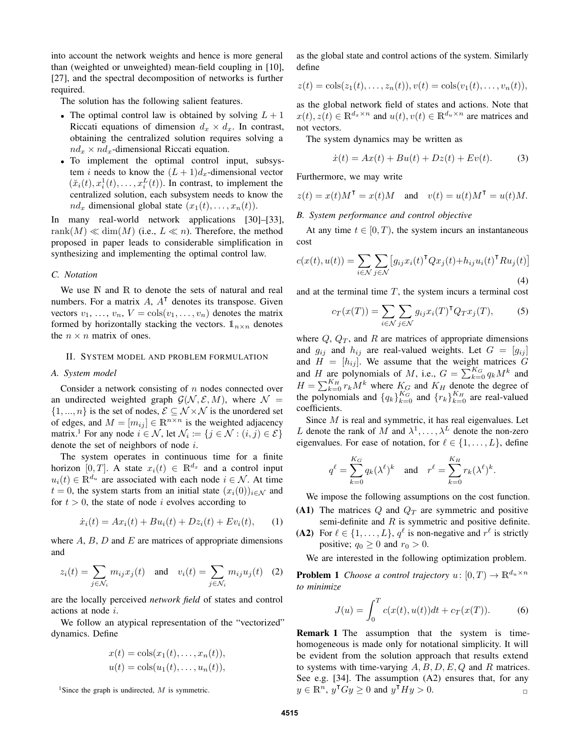into account the network weights and hence is more general than (weighted or unweighted) mean-field coupling in [10], [27], and the spectral decomposition of networks is further required.

The solution has the following salient features.

- The optimal control law is obtained by solving $L+1$ Riccati equations of dimension $d_x \times d_x$. In contrast, obtaining the centralized solution requires solving a $nd_x \times nd_x$-dimensional Riccati equation.
- To implement the optimal control input, subsystem $i$ needs to know the $(L+1)d_x$-dimensional vector $(\breve{x}_i(t), x_i^1(t), \dots, x_i^L(t))$. In contrast, to implement the centralized solution, each subsystem needs to know the $nd_x$ dimensional global state $(x_1(t), \dots, x_n(t))$.

In many real-world network applications [30]–[33], $\operatorname{rank}(M) \ll \dim(M)$ (i.e., $L \ll n$). Therefore, the method proposed in paper leads to considerable simplification in synthesizing and implementing the optimal control law.

### C. Notation

We use $\mathbb{N}$ and $\mathbb{R}$ to denote the sets of natural and real numbers. For a matrix $A$, $A^\intercal$ denotes its transpose. Given vectors $v_1, \dots, v_n$, $V = \operatorname{cols}(v_1, \dots, v_n)$ denotes the matrix formed by horizontally stacking the vectors. $\mathbb{1}_{n\times n}$ denotes the $n \times n$ matrix of ones.

## II. System model and problem formulation

### A. System model

Consider a network consisting of $n$ nodes connected over an undirected weighted graph $\mathcal{G}(\mathcal{N}, \mathcal{E}, M)$, where $\mathcal{N} = \{1, ..., n\}$ is the set of nodes, $\mathcal{E} \subseteq \mathcal{N} \times \mathcal{N}$ is the unordered set of edges, and $M = [m_{ij}] \in \mathbb{R}^{n\times n}$ is the weighted adjacency matrix.[1] For any node $i \in \mathcal{N}$, let $\mathcal{N}_i \coloneqq \{j \in \mathcal{N} : (i,j) \in \mathcal{E}\}$ denote the set of neighbors of node $i$.

The system operates in continuous time for a finite horizon $[0, T]$. A state $x_i(t) \in \mathbb{R}^{d_x}$ and a control input $u_i(t) \in \mathbb{R}^{d_u}$ are associated with each node $i \in \mathcal{N}$. At time $t = 0$, the system starts from an initial state $(x_i(0))_{i\in\mathcal{N}}$ and for $t > 0$, the state of node $i$ evolves according to

$$\dot{x}_i(t) = Ax_i(t) + Bu_i(t) + Dz_i(t) + Ev_i(t), \tag{1}$$

where $A$, $B$, $D$ and $E$ are matrices of appropriate dimensions and

$$z_i(t) = \sum_{j\in\mathcal{N}_i} m_{ij} x_j(t) \quad \text{and} \quad v_i(t) = \sum_{j\in\mathcal{N}_i} m_{ij} u_j(t) \tag{2}$$

are the locally perceived *network field* of states and control actions at node $i$.

We follow an atypical representation of the "vectorized" dynamics. Define

$$x(t) = \operatorname{cols}(x_1(t), \dots, x_n(t)),$$
$$u(t) = \operatorname{cols}(u_1(t), \dots, u_n(t)),$$

as the global state and control actions of the system. Similarly define

$$z(t) = \operatorname{cols}(z_1(t), \dots, z_n(t)), v(t) = \operatorname{cols}(v_1(t), \dots, v_n(t)),$$

as the global network field of states and actions. Note that $x(t), z(t) \in \mathbb{R}^{d_x \times n}$ and $u(t), v(t) \in \mathbb{R}^{d_u\times n}$ are matrices and not vectors.

The system dynamics may be written as

$$\dot{x}(t) = Ax(t) + Bu(t) + Dz(t) + Ev(t). \tag{3}$$

Furthermore, we may write

$$z(t) = x(t)M^\intercal = x(t)M \quad \text{and} \quad v(t) = u(t)M^\intercal = u(t)M.$$

### B. System performance and control objective

At any time $t \in [0, T)$, the system incurs an instantaneous cost

$$c(x(t), u(t)) = \sum_{i\in\mathcal{N}} \sum_{j\in\mathcal{N}} \big[g_{ij} x_i(t)^\intercal Q x_j(t) + h_{ij} u_i(t)^\intercal R u_j(t)\big] \tag{4}$$

and at the terminal time $T$, the system incurs a terminal cost

$$c_T(x(T)) = \sum_{i\in\mathcal{N}} \sum_{j\in\mathcal{N}} g_{ij} x_i(T)^\intercal Q_T x_j(T), \tag{5}$$

where $Q$, $Q_T$, and $R$ are matrices of appropriate dimensions and $g_{ij}$ and $h_{ij}$ are real-valued weights. Let $G = [g_{ij}]$ and $H = [h_{ij}]$. We assume that the weight matrices $G$ and $H$ are polynomials of $M$, i.e., $G = \sum_{k=0}^{K_G} q_k M^k$ and $H = \sum_{k=0}^{K_H} r_k M^k$ where $K_G$ and $K_H$ denote the degree of the polynomials and $\{q_k\}_{k=0}^{K_G}$ and $\{r_k\}_{k=0}^{K_H}$ are real-valued coefficients.

Since $M$ is real and symmetric, it has real eigenvalues. Let $L$ denote the rank of $M$ and $\lambda^1, \dots, \lambda^L$ denote the non-zero eigenvalues. For ease of notation, for $\ell \in \{1, \dots, L\}$, define

$$q^\ell = \sum_{k=0}^{K_G} q_k (\lambda^\ell)^k \quad \text{and} \quad r^\ell = \sum_{k=0}^{K_H} r_k (\lambda^\ell)^k.$$

We impose the following assumptions on the cost function.

**(A1)** The matrices $Q$ and $Q_T$ are symmetric and positive semi-definite and $R$ is symmetric and positive definite.

**(A2)** For $\ell \in \{1, \dots, L\}$, $q^\ell$ is non-negative and $r^\ell$ is strictly positive; $q_0 \geq 0$ and $r_0 > 0$.

We are interested in the following optimization problem.

**Problem 1** *Choose a control trajectory $u\colon [0, T) \to \mathbb{R}^{d_u\times n}$ to minimize*

$$J(u) = \int_0^T c(x(t), u(t))dt + c_T(x(T)). \tag{6}$$

**Remark 1** The assumption that the system is time-homogeneous is made only for notational simplicity. It will be evident from the solution approach that results extend to systems with time-varying $A, B, D, E, Q$ and $R$ matrices. See e.g. [34]. The assumption (A2) ensures that, for any $y \in \mathbb{R}^n$, $y^\intercal G y \geq 0$ and $y^\intercal H y > 0$. □

[1] Since the graph is undirected, $M$ is symmetric.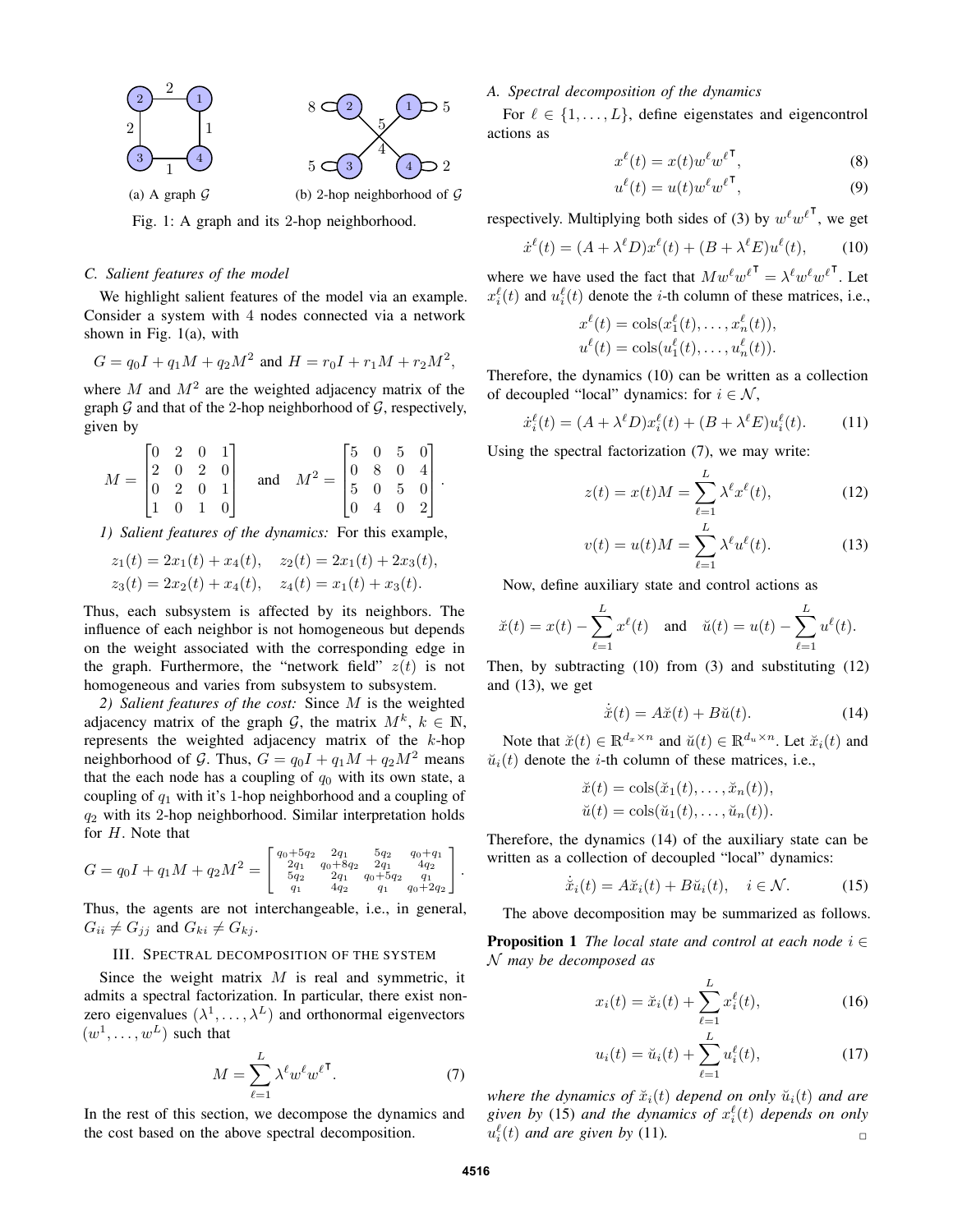(a) A graph $\mathcal{G}$

(b) 2-hop neighborhood of $\mathcal{G}$

Fig. 1: A graph and its 2-hop neighborhood.

### C. Salient features of the model

We highlight salient features of the model via an example. Consider a system with 4 nodes connected via a network shown in Fig. 1(a), with

$$G = q_0 I + q_1 M + q_2 M^2 \text{ and } H = r_0 I + r_1 M + r_2 M^2,$$

where $M$ and $M^2$ are the weighted adjacency matrix of the graph $\mathcal{G}$ and that of the 2-hop neighborhood of $\mathcal{G}$, respectively, given by

$$M = \begin{bmatrix} 0 & 2 & 0 & 1 \\ 2 & 0 & 2 & 0 \\ 0 & 2 & 0 & 1 \\ 1 & 0 & 1 & 0 \end{bmatrix} \quad \text{and} \quad M^2 = \begin{bmatrix} 5 & 0 & 5 & 0 \\ 0 & 8 & 0 & 4 \\ 5 & 0 & 5 & 0 \\ 0 & 4 & 0 & 2 \end{bmatrix}.$$

*1) Salient features of the dynamics:* For this example,

$$z_1(t) = 2x_1(t) + x_4(t), \quad z_2(t) = 2x_1(t) + 2x_3(t),$$
$$z_3(t) = 2x_2(t) + x_4(t), \quad z_4(t) = x_1(t) + x_3(t).$$

Thus, each subsystem is affected by its neighbors. The influence of each neighbor is not homogeneous but depends on the weight associated with the corresponding edge in the graph. Furthermore, the "network field" $z(t)$ is not homogeneous and varies from subsystem to subsystem.

*2) Salient features of the cost:* Since $M$ is the weighted adjacency matrix of the graph $\mathcal{G}$, the matrix $M^k$, $k \in \mathbb{N}$, represents the weighted adjacency matrix of the $k$-hop neighborhood of $\mathcal{G}$. Thus, $G = q_0 I + q_1 M + q_2 M^2$ means that the each node has a coupling of $q_0$ with its own state, a coupling of $q_1$ with it's 1-hop neighborhood and a coupling of $q_2$ with its 2-hop neighborhood. Similar interpretation holds for $H$. Note that

$$G = q_0 I + q_1 M + q_2 M^2 = \begin{bmatrix} q_0+5q_2 & 2q_1 & 5q_2 & q_0+q_1 \\ 2q_1 & q_0+8q_2 & 2q_1 & 4q_2 \\ 5q_2 & 2q_1 & q_0+5q_2 & q_1 \\ q_1 & 4q_2 & q_1 & q_0+2q_2 \end{bmatrix}.$$

Thus, the agents are not interchangeable, i.e., in general, $G_{ii} \neq G_{jj}$ and $G_{ki} \neq G_{kj}$.

## III. Spectral decomposition of the system

Since the weight matrix $M$ is real and symmetric, it admits a spectral factorization. In particular, there exist non-zero eigenvalues $(\lambda^1, \dots, \lambda^L)$ and orthonormal eigenvectors $(w^1, \dots, w^L)$ such that

$$M = \sum_{\ell=1}^{L} \lambda^\ell w^\ell w^{\ell\intercal}. \tag{7}$$

In the rest of this section, we decompose the dynamics and the cost based on the above spectral decomposition.

### A. Spectral decomposition of the dynamics

For $\ell \in \{1, \dots, L\}$, define eigenstates and eigencontrol actions as

$$x^\ell(t) = x(t) w^\ell w^{\ell\intercal}, \tag{8}$$
$$u^\ell(t) = u(t) w^\ell w^{\ell\intercal}, \tag{9}$$

respectively. Multiplying both sides of (3) by $w^\ell w^{\ell\intercal}$, we get

$$\dot{x}^\ell(t) = (A + \lambda^\ell D) x^\ell(t) + (B + \lambda^\ell E) u^\ell(t), \tag{10}$$

where we have used the fact that $M w^\ell w^{\ell\intercal} = \lambda^\ell w^\ell w^{\ell\intercal}$. Let $x_i^\ell(t)$ and $u_i^\ell(t)$ denote the $i$-th column of these matrices, i.e.,

$$x^\ell(t) = \text{cols}(x_1^\ell(t), \dots, x_n^\ell(t)),$$
$$u^\ell(t) = \text{cols}(u_1^\ell(t), \dots, u_n^\ell(t)).$$

Therefore, the dynamics (10) can be written as a collection of decoupled "local" dynamics: for $i \in \mathcal{N}$,

$$\dot{x}_i^\ell(t) = (A + \lambda^\ell D) x_i^\ell(t) + (B + \lambda^\ell E) u_i^\ell(t). \tag{11}$$

Using the spectral factorization (7), we may write:

$$z(t) = x(t) M = \sum_{\ell=1}^{L} \lambda^\ell x^\ell(t), \tag{12}$$

$$v(t) = u(t) M = \sum_{\ell=1}^{L} \lambda^\ell u^\ell(t). \tag{13}$$

Now, define auxiliary state and control actions as

$$\breve{x}(t) = x(t) - \sum_{\ell=1}^{L} x^\ell(t) \quad \text{and} \quad \breve{u}(t) = u(t) - \sum_{\ell=1}^{L} u^\ell(t).$$

Then, by subtracting (10) from (3) and substituting (12) and (13), we get

$$\dot{\breve{x}}(t) = A \breve{x}(t) + B \breve{u}(t). \tag{14}$$

Note that $\breve{x}(t) \in \mathbb{R}^{d_x \times n}$ and $\breve{u}(t) \in \mathbb{R}^{d_u \times n}$. Let $\breve{x}_i(t)$ and $\breve{u}_i(t)$ denote the $i$-th column of these matrices, i.e.,

$$\breve{x}(t) = \text{cols}(\breve{x}_1(t), \dots, \breve{x}_n(t)),$$
$$\breve{u}(t) = \text{cols}(\breve{u}_1(t), \dots, \breve{u}_n(t)).$$

Therefore, the dynamics (14) of the auxiliary state can be written as a collection of decoupled "local" dynamics:

$$\dot{\breve{x}}_i(t) = A \breve{x}_i(t) + B \breve{u}_i(t), \quad i \in \mathcal{N}. \tag{15}$$

The above decomposition may be summarized as follows.

**Proposition 1** *The local state and control at each node $i \in \mathcal{N}$ may be decomposed as*

$$x_i(t) = \breve{x}_i(t) + \sum_{\ell=1}^{L} x_i^\ell(t), \tag{16}$$

$$u_i(t) = \breve{u}_i(t) + \sum_{\ell=1}^{L} u_i^\ell(t), \tag{17}$$

*where the dynamics of $\breve{x}_i(t)$ depend on only $\breve{u}_i(t)$ and are given by* (15) *and the dynamics of $x_i^\ell(t)$ depends on only $u_i^\ell(t)$ and are given by* (11). ▫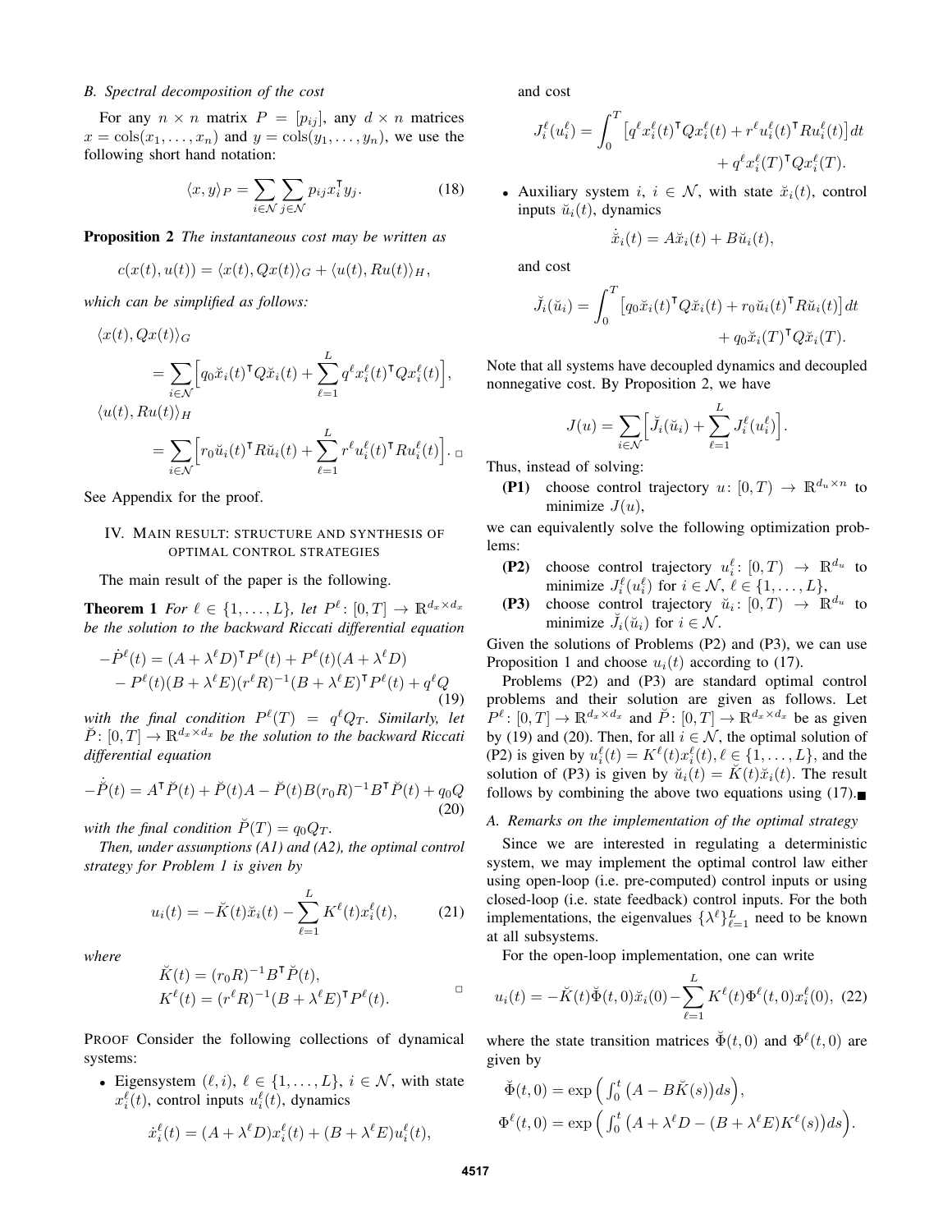### B. Spectral decomposition of the cost

For any $n \times n$ matrix $P = [p_{ij}]$, any $d \times n$ matrices $x = \operatorname{cols}(x_1, \dots, x_n)$ and $y = \operatorname{cols}(y_1, \dots, y_n)$, we use the following short hand notation:

$$\langle x, y \rangle_P = \sum_{i \in \mathcal{N}} \sum_{j \in \mathcal{N}} p_{ij} x_i^\intercal y_j. \tag{18}$$

**Proposition 2** *The instantaneous cost may be written as*

$$c(x(t), u(t)) = \langle x(t), Qx(t) \rangle_G + \langle u(t), Ru(t) \rangle_H,$$

*which can be simplified as follows:*

$$\begin{aligned}
&\langle x(t), Qx(t) \rangle_G \\
&\quad = \sum_{i \in \mathcal{N}} \Big[ q_0 \breve{x}_i(t)^\intercal Q \breve{x}_i(t) + \sum_{\ell=1}^{L} q^\ell x_i^\ell(t)^\intercal Q x_i^\ell(t) \Big], \\
&\langle u(t), Ru(t) \rangle_H \\
&\quad = \sum_{i \in \mathcal{N}} \Big[ r_0 \breve{u}_i(t)^\intercal R \breve{u}_i(t) + \sum_{\ell=1}^{L} r^\ell u_i^\ell(t)^\intercal R u_i^\ell(t) \Big]. \quad \square
\end{aligned}$$

See Appendix for the proof.

## IV. Main result: structure and synthesis of optimal control strategies

The main result of the paper is the following.

**Theorem 1** *For $\ell \in \{1, \dots, L\}$, let $P^\ell : [0, T] \to \mathbb{R}^{d_x \times d_x}$ be the solution to the backward Riccati differential equation*

$$\begin{aligned}
-\dot{P}^\ell(t) &= (A + \lambda^\ell D)^\intercal P^\ell(t) + P^\ell(t)(A + \lambda^\ell D) \\
&\quad - P^\ell(t)(B + \lambda^\ell E)(r^\ell R)^{-1}(B + \lambda^\ell E)^\intercal P^\ell(t) + q^\ell Q
\end{aligned} \tag{19}$$

*with the final condition $P^\ell(T) = q^\ell Q_T$. Similarly, let $\breve{P} : [0, T] \to \mathbb{R}^{d_x \times d_x}$ be the solution to the backward Riccati differential equation*

$$-\dot{\breve{P}}(t) = A^\intercal \breve{P}(t) + \breve{P}(t) A - \breve{P}(t) B (r_0 R)^{-1} B^\intercal \breve{P}(t) + q_0 Q \tag{20}$$

*with the final condition $\breve{P}(T) = q_0 Q_T$.*

*Then, under assumptions (A1) and (A2), the optimal control strategy for Problem 1 is given by*

$$u_i(t) = -\breve{K}(t)\breve{x}_i(t) - \sum_{\ell=1}^{L} K^\ell(t) x_i^\ell(t), \tag{21}$$

*where*

$$\begin{aligned}
\breve{K}(t) &= (r_0 R)^{-1} B^\intercal \breve{P}(t), \\
K^\ell(t) &= (r^\ell R)^{-1} (B + \lambda^\ell E)^\intercal P^\ell(t). \qquad \square
\end{aligned}$$

Proof Consider the following collections of dynamical systems:

- Eigensystem $(\ell, i)$, $\ell \in \{1, \dots, L\}$, $i \in \mathcal{N}$, with state $x_i^\ell(t)$, control inputs $u_i^\ell(t)$, dynamics

$$\dot{x}_i^\ell(t) = (A + \lambda^\ell D) x_i^\ell(t) + (B + \lambda^\ell E) u_i^\ell(t),$$

and cost

$$J_i^\ell(u_i^\ell) = \int_0^T \big[ q^\ell x_i^\ell(t)^\intercal Q x_i^\ell(t) + r^\ell u_i^\ell(t)^\intercal R u_i^\ell(t) \big] dt + q^\ell x_i^\ell(T)^\intercal Q x_i^\ell(T).$$

- Auxiliary system $i$, $i \in \mathcal{N}$, with state $\breve{x}_i(t)$, control inputs $\breve{u}_i(t)$, dynamics

$$\dot{\breve{x}}_i(t) = A \breve{x}_i(t) + B \breve{u}_i(t),$$

and cost

$$\breve{J}_i(\breve{u}_i) = \int_0^T \big[ q_0 \breve{x}_i(t)^\intercal Q \breve{x}_i(t) + r_0 \breve{u}_i(t)^\intercal R \breve{u}_i(t) \big] dt + q_0 \breve{x}_i(T)^\intercal Q \breve{x}_i(T).$$

Note that all systems have decoupled dynamics and decoupled nonnegative cost. By Proposition 2, we have

$$J(u) = \sum_{i \in \mathcal{N}} \Big[ \breve{J}_i(\breve{u}_i) + \sum_{\ell=1}^{L} J_i^\ell(u_i^\ell) \Big].$$

Thus, instead of solving:

- **(P1)** choose control trajectory $u : [0, T) \to \mathbb{R}^{d_u \times n}$ to minimize $J(u)$,

we can equivalently solve the following optimization problems:

- **(P2)** choose control trajectory $u_i^\ell : [0, T) \to \mathbb{R}^{d_u}$ to minimize $J_i^\ell(u_i^\ell)$ for $i \in \mathcal{N}$, $\ell \in \{1, \dots, L\}$,
- **(P3)** choose control trajectory $\breve{u}_i : [0, T) \to \mathbb{R}^{d_u}$ to minimize $\breve{J}_i(\breve{u}_i)$ for $i \in \mathcal{N}$.

Given the solutions of Problems (P2) and (P3), we can use Proposition 1 and choose $u_i(t)$ according to (17).

Problems (P2) and (P3) are standard optimal control problems and their solution are given as follows. Let $P^\ell : [0, T] \to \mathbb{R}^{d_x \times d_x}$ and $\breve{P} : [0, T] \to \mathbb{R}^{d_x \times d_x}$ be as given by (19) and (20). Then, for all $i \in \mathcal{N}$, the optimal solution of (P2) is given by $u_i^\ell(t) = K^\ell(t) x_i^\ell(t)$, $\ell \in \{1, \dots, L\}$, and the solution of (P3) is given by $\breve{u}_i(t) = \breve{K}(t)\breve{x}_i(t)$. The result follows by combining the above two equations using (17). $\blacksquare$

### A. Remarks on the implementation of the optimal strategy

Since we are interested in regulating a deterministic system, we may implement the optimal control law either using open-loop (i.e. pre-computed) control inputs or using closed-loop (i.e. state feedback) control inputs. For the both implementations, the eigenvalues $\{\lambda^\ell\}_{\ell=1}^{L}$ need to be known at all subsystems.

For the open-loop implementation, one can write

$$u_i(t) = -\breve{K}(t)\breve{\Phi}(t, 0)\breve{x}_i(0) - \sum_{\ell=1}^{L} K^\ell(t) \Phi^\ell(t, 0) x_i^\ell(0), \tag{22}$$

where the state transition matrices $\breve{\Phi}(t, 0)$ and $\Phi^\ell(t, 0)$ are given by

$$\begin{aligned}
\breve{\Phi}(t, 0) &= \exp\Big( \textstyle\int_0^t \big( A - B\breve{K}(s) \big) ds \Big), \\
\Phi^\ell(t, 0) &= \exp\Big( \textstyle\int_0^t \big( A + \lambda^\ell D - (B + \lambda^\ell E) K^\ell(s) \big) ds \Big).
\end{aligned}$$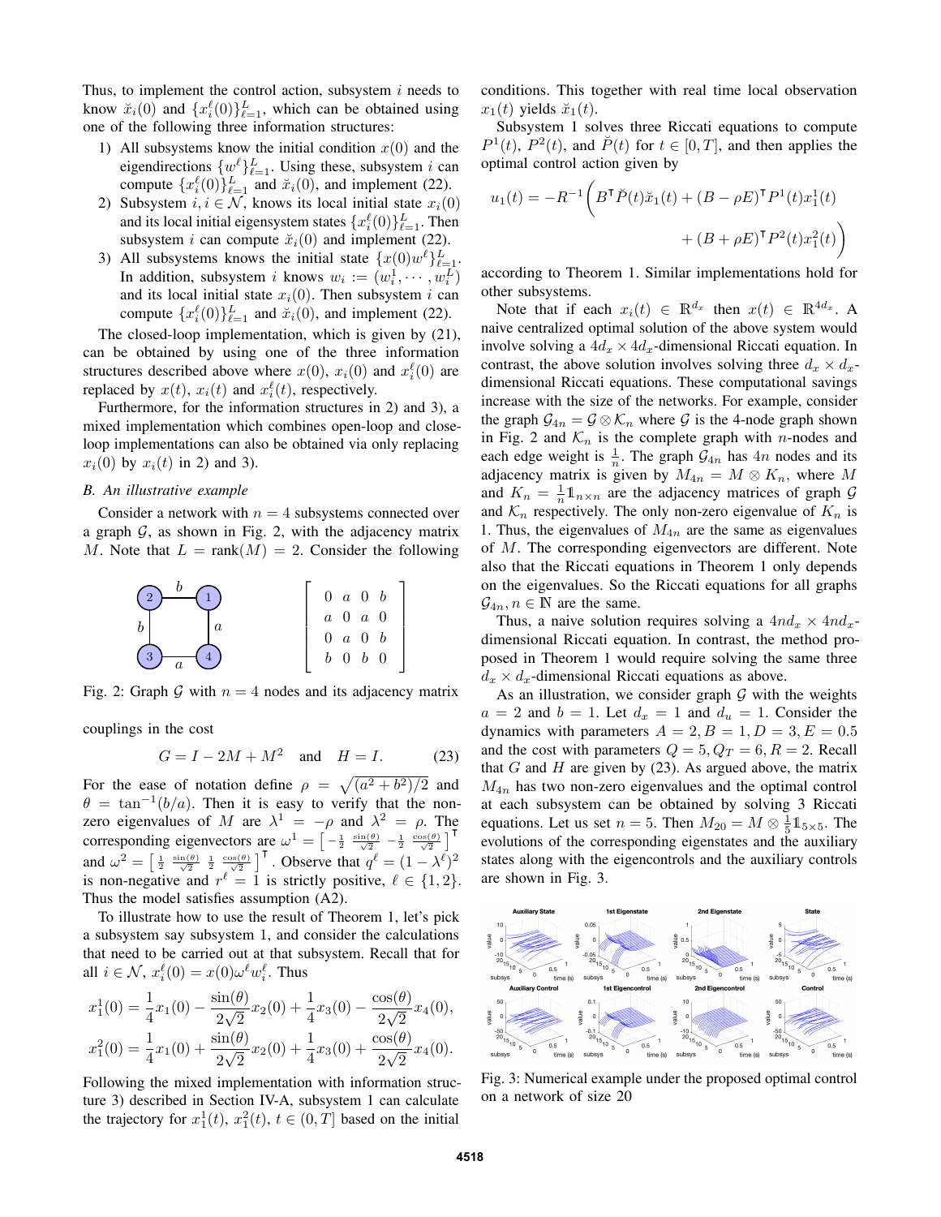Thus, to implement the control action, subsystem $i$ needs to know $\breve{x}_i(0)$ and $\{x_i^\ell(0)\}_{\ell=1}^L$, which can be obtained using one of the following three information structures:

1) All subsystems know the initial condition $x(0)$ and the eigendirections $\{w^\ell\}_{\ell=1}^L$. Using these, subsystem $i$ can compute $\{x_i^\ell(0)\}_{\ell=1}^L$ and $\breve{x}_i(0)$, and implement (22).
2) Subsystem $i, i \in \mathcal{N}$, knows its local initial state $x_i(0)$ and its local initial eigensystem states $\{x_i^\ell(0)\}_{\ell=1}^L$. Then subsystem $i$ can compute $\breve{x}_i(0)$ and implement (22).
3) All subsystems knows the initial state $\{x(0)w^\ell\}_{\ell=1}^L$. In addition, subsystem $i$ knows $w_i := (w_i^1, \cdots, w_i^L)$ and its local initial state $x_i(0)$. Then subsystem $i$ can compute $\{x_i^\ell(0)\}_{\ell=1}^L$ and $\breve{x}_i(0)$, and implement (22).

The closed-loop implementation, which is given by (21), can be obtained by using one of the three information structures described above where $x(0)$, $x_i(0)$ and $x_i^\ell(0)$ are replaced by $x(t)$, $x_i(t)$ and $x_i^\ell(t)$, respectively.

Furthermore, for the information structures in 2) and 3), a mixed implementation which combines open-loop and close-loop implementations can also be obtained via only replacing $x_i(0)$ by $x_i(t)$ in 2) and 3).

### B. An illustrative example

Consider a network with $n = 4$ subsystems connected over a graph $\mathcal{G}$, as shown in Fig. 2, with the adjacency matrix $M$. Note that $L = \text{rank}(M) = 2$. Consider the following

$$
\begin{bmatrix} 0 & a & 0 & b \\ a & 0 & a & 0 \\ 0 & a & 0 & b \\ b & 0 & b & 0 \end{bmatrix}
$$

Fig. 2: Graph $\mathcal{G}$ with $n = 4$ nodes and its adjacency matrix

couplings in the cost

$$
G = I - 2M + M^2 \quad \text{and} \quad H = I. \tag{23}
$$

For the ease of notation define $\rho = \sqrt{(a^2 + b^2)/2}$ and $\theta = \tan^{-1}(b/a)$. Then it is easy to verify that the non-zero eigenvalues of $M$ are $\lambda^1 = -\rho$ and $\lambda^2 = \rho$. The corresponding eigenvectors are $\omega^1 = \left[ -\frac{1}{2} \;\; \frac{\sin(\theta)}{\sqrt{2}} \;\; -\frac{1}{2} \;\; \frac{\cos(\theta)}{\sqrt{2}} \right]^\intercal$ and $\omega^2 = \left[ \frac{1}{2} \;\; \frac{\sin(\theta)}{\sqrt{2}} \;\; \frac{1}{2} \;\; \frac{\cos(\theta)}{\sqrt{2}} \right]^\intercal$. Observe that $q^\ell = (1 - \lambda^\ell)^2$ is non-negative and $r^\ell = 1$ is strictly positive, $\ell \in \{1, 2\}$. Thus the model satisfies assumption (A2).

To illustrate how to use the result of Theorem 1, let's pick a subsystem say subsystem 1, and consider the calculations that need to be carried out at that subsystem. Recall that for all $i \in \mathcal{N}$, $x_i^\ell(0) = x(0)\omega^\ell w_i^\ell$. Thus

$$
x_1^1(0) = \frac{1}{4}x_1(0) - \frac{\sin(\theta)}{2\sqrt{2}}x_2(0) + \frac{1}{4}x_3(0) - \frac{\cos(\theta)}{2\sqrt{2}}x_4(0),
$$

$$
x_1^2(0) = \frac{1}{4}x_1(0) + \frac{\sin(\theta)}{2\sqrt{2}}x_2(0) + \frac{1}{4}x_3(0) + \frac{\cos(\theta)}{2\sqrt{2}}x_4(0).
$$

Following the mixed implementation with information structure 3) described in Section IV-A, subsystem 1 can calculate the trajectory for $x_1^1(t)$, $x_1^2(t)$, $t \in (0, T]$ based on the initial conditions. This together with real time local observation $x_1(t)$ yields $\breve{x}_1(t)$.

Subsystem 1 solves three Riccati equations to compute $P^1(t)$, $P^2(t)$, and $\breve{P}(t)$ for $t \in [0, T]$, and then applies the optimal control action given by

$$
u_1(t) = -R^{-1}\bigg( B^\intercal \breve{P}(t)\breve{x}_1(t) + (B - \rho E)^\intercal P^1(t)x_1^1(t) + (B + \rho E)^\intercal P^2(t)x_1^2(t) \bigg)
$$

according to Theorem 1. Similar implementations hold for other subsystems.

Note that if each $x_i(t) \in \mathbb{R}^{d_x}$ then $x(t) \in \mathbb{R}^{4d_x}$. A naive centralized optimal solution of the above system would involve solving a $4d_x \times 4d_x$-dimensional Riccati equation. In contrast, the above solution involves solving three $d_x \times d_x$-dimensional Riccati equations. These computational savings increase with the size of the networks. For example, consider the graph $\mathcal{G}_{4n} = \mathcal{G} \otimes \mathcal{K}_n$ where $\mathcal{G}$ is the 4-node graph shown in Fig. 2 and $\mathcal{K}_n$ is the complete graph with $n$-nodes and each edge weight is $\frac{1}{n}$. The graph $\mathcal{G}_{4n}$ has $4n$ nodes and its adjacency matrix is given by $M_{4n} = M \otimes K_n$, where $M$ and $K_n = \frac{1}{n}\mathbb{1}_{n \times n}$ are the adjacency matrices of graph $\mathcal{G}$ and $\mathcal{K}_n$ respectively. The only non-zero eigenvalue of $K_n$ is 1. Thus, the eigenvalues of $M_{4n}$ are the same as eigenvalues of $M$. The corresponding eigenvectors are different. Note also that the Riccati equations in Theorem 1 only depends on the eigenvalues. So the Riccati equations for all graphs $\mathcal{G}_{4n}, n \in \mathbb{N}$ are the same.

Thus, a naive solution requires solving a $4nd_x \times 4nd_x$-dimensional Riccati equation. In contrast, the method proposed in Theorem 1 would require solving the same three $d_x \times d_x$-dimensional Riccati equations as above.

As an illustration, we consider graph $\mathcal{G}$ with the weights $a = 2$ and $b = 1$. Let $d_x = 1$ and $d_u = 1$. Consider the dynamics with parameters $A = 2, B = 1, D = 3, E = 0.5$ and the cost with parameters $Q = 5, Q_T = 6, R = 2$. Recall that $G$ and $H$ are given by (23). As argued above, the matrix $M_{4n}$ has two non-zero eigenvalues and the optimal control at each subsystem can be obtained by solving 3 Riccati equations. Let us set $n = 5$. Then $M_{20} = M \otimes \frac{1}{5}\mathbb{1}_{5\times 5}$. The evolutions of the corresponding eigenstates and the auxiliary states along with the eigencontrols and the auxiliary controls are shown in Fig. 3.

Fig. 3: Numerical example under the proposed optimal control on a network of size 20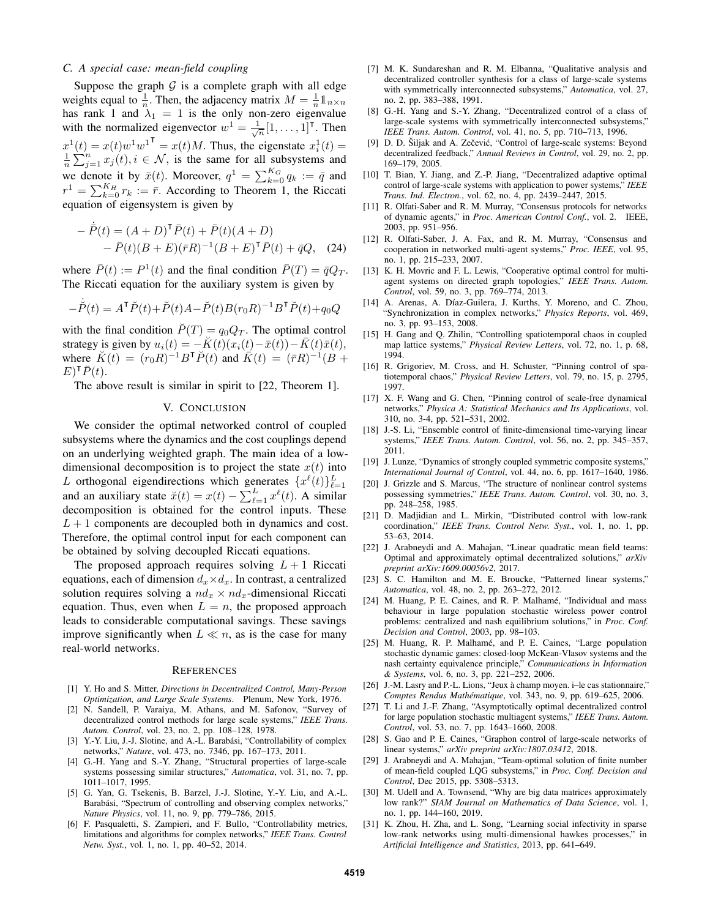### C. A special case: mean-field coupling

Suppose the graph $\mathcal{G}$ is a complete graph with all edge weights equal to $\frac{1}{n}$. Then, the adjacency matrix $M = \frac{1}{n}\mathbb{1}_{n\times n}$ has rank 1 and $\lambda_1 = 1$ is the only non-zero eigenvalue with the normalized eigenvector $w^1 = \frac{1}{\sqrt{n}}[1, \dots, 1]^\intercal$. Then $x^1(t) = x(t)w^1 {w^1}^\intercal = x(t)M$. Thus, the eigenstate $x_i^1(t) = \frac{1}{n}\sum_{j=1}^n x_j(t), i \in \mathcal{N}$, is the same for all subsystems and we denote it by $\bar{x}(t)$. Moreover, $q^1 = \sum_{k=0}^{K_G} q_k := \bar{q}$ and $r^1 = \sum_{k=0}^{K_H} r_k := \bar{r}$. According to Theorem 1, the Riccati equation of eigensystem is given by

$$
\begin{aligned}
-\dot{\bar{P}}(t) &= (A+D)^\intercal \bar{P}(t) + \bar{P}(t)(A+D) \\
&\quad - \bar{P}(t)(B+E)(\bar{r}R)^{-1}(B+E)^\intercal \bar{P}(t) + \bar{q}Q, \quad (24)
\end{aligned}
$$

where $\bar{P}(t) := P^1(t)$ and the final condition $\bar{P}(T) = \bar{q}Q_T$. The Riccati equation for the auxiliary system is given by

$$
-\dot{\breve{P}}(t) = A^\intercal \breve{P}(t) + \breve{P}(t)A - \breve{P}(t)B(r_0R)^{-1}B^\intercal \breve{P}(t) + q_0 Q
$$

with the final condition $\breve{P}(T) = q_0 Q_T$. The optimal control strategy is given by $u_i(t) = -\breve{K}(t)(x_i(t) - \bar{x}(t)) - \bar{K}(t)\bar{x}(t)$, where $\breve{K}(t) = (r_0R)^{-1}B^\intercal \breve{P}(t)$ and $\bar{K}(t) = (\bar{r}R)^{-1}(B+E)^\intercal \bar{P}(t)$.

The above result is similar in spirit to [22, Theorem 1].

## V. Conclusion

We consider the optimal networked control of coupled subsystems where the dynamics and the cost couplings depend on an underlying weighted graph. The main idea of a low-dimensional decomposition is to project the state $x(t)$ into $L$ orthogonal eigendirections which generates $\{x^\ell(t)\}_{\ell=1}^L$ and an auxiliary state $\breve{x}(t) = x(t) - \sum_{\ell=1}^L x^\ell(t)$. A similar decomposition is obtained for the control inputs. These $L+1$ components are decoupled both in dynamics and cost. Therefore, the optimal control input for each component can be obtained by solving decoupled Riccati equations.

The proposed approach requires solving $L+1$ Riccati equations, each of dimension $d_x \times d_x$. In contrast, a centralized solution requires solving a $nd_x \times nd_x$-dimensional Riccati equation. Thus, even when $L = n$, the proposed approach leads to considerable computational savings. These savings improve significantly when $L \ll n$, as is the case for many real-world networks.

## References

[1] Y. Ho and S. Mitter, *Directions in Decentralized Control, Many-Person Optimization, and Large Scale Systems*. Plenum, New York, 1976.

[2] N. Sandell, P. Varaiya, M. Athans, and M. Safonov, "Survey of decentralized control methods for large scale systems," *IEEE Trans. Autom. Control*, vol. 23, no. 2, pp. 108–128, 1978.

[3] Y.-Y. Liu, J.-J. Slotine, and A.-L. Barabási, "Controllability of complex networks," *Nature*, vol. 473, no. 7346, pp. 167–173, 2011.

[4] G.-H. Yang and S.-Y. Zhang, "Structural properties of large-scale systems possessing similar structures," *Automatica*, vol. 31, no. 7, pp. 1011–1017, 1995.

[5] G. Yan, G. Tsekenis, B. Barzel, J.-J. Slotine, Y.-Y. Liu, and A.-L. Barabási, "Spectrum of controlling and observing complex networks," *Nature Physics*, vol. 11, no. 9, pp. 779–786, 2015.

[6] F. Pasqualetti, S. Zampieri, and F. Bullo, "Controllability metrics, limitations and algorithms for complex networks," *IEEE Trans. Control Netw. Syst.*, vol. 1, no. 1, pp. 40–52, 2014.

[7] M. K. Sundareshan and R. M. Elbanna, "Qualitative analysis and decentralized controller synthesis for a class of large-scale systems with symmetrically interconnected subsystems," *Automatica*, vol. 27, no. 2, pp. 383–388, 1991.

[8] G.-H. Yang and S.-Y. Zhang, "Decentralized control of a class of large-scale systems with symmetrically interconnected subsystems," *IEEE Trans. Autom. Control*, vol. 41, no. 5, pp. 710–713, 1996.

[9] D. D. Šiljak and A. Zečević, "Control of large-scale systems: Beyond decentralized feedback," *Annual Reviews in Control*, vol. 29, no. 2, pp. 169–179, 2005.

[10] T. Bian, Y. Jiang, and Z.-P. Jiang, "Decentralized adaptive optimal control of large-scale systems with application to power systems," *IEEE Trans. Ind. Electron.*, vol. 62, no. 4, pp. 2439–2447, 2015.

[11] R. Olfati-Saber and R. M. Murray, "Consensus protocols for networks of dynamic agents," in *Proc. American Control Conf.*, vol. 2. IEEE, 2003, pp. 951–956.

[12] R. Olfati-Saber, J. A. Fax, and R. M. Murray, "Consensus and cooperation in networked multi-agent systems," *Proc. IEEE*, vol. 95, no. 1, pp. 215–233, 2007.

[13] K. H. Movric and F. L. Lewis, "Cooperative optimal control for multi-agent systems on directed graph topologies," *IEEE Trans. Autom. Control*, vol. 59, no. 3, pp. 769–774, 2013.

[14] A. Arenas, A. Díaz-Guilera, J. Kurths, Y. Moreno, and C. Zhou, "Synchronization in complex networks," *Physics Reports*, vol. 469, no. 3, pp. 93–153, 2008.

[15] H. Gang and Q. Zhilin, "Controlling spatiotemporal chaos in coupled map lattice systems," *Physical Review Letters*, vol. 72, no. 1, p. 68, 1994.

[16] R. Grigoriev, M. Cross, and H. Schuster, "Pinning control of spatiotemporal chaos," *Physical Review Letters*, vol. 79, no. 15, p. 2795, 1997.

[17] X. F. Wang and G. Chen, "Pinning control of scale-free dynamical networks," *Physica A: Statistical Mechanics and Its Applications*, vol. 310, no. 3-4, pp. 521–531, 2002.

[18] J.-S. Li, "Ensemble control of finite-dimensional time-varying linear systems," *IEEE Trans. Autom. Control*, vol. 56, no. 2, pp. 345–357, 2011.

[19] J. Lunze, "Dynamics of strongly coupled symmetric composite systems," *International Journal of Control*, vol. 44, no. 6, pp. 1617–1640, 1986.

[20] J. Grizzle and S. Marcus, "The structure of nonlinear control systems possessing symmetries," *IEEE Trans. Autom. Control*, vol. 30, no. 3, pp. 248–258, 1985.

[21] D. Madjidian and L. Mirkin, "Distributed control with low-rank coordination," *IEEE Trans. Control Netw. Syst.*, vol. 1, no. 1, pp. 53–63, 2014.

[22] J. Arabneydi and A. Mahajan, "Linear quadratic mean field teams: Optimal and approximately optimal decentralized solutions," *arXiv preprint arXiv:1609.00056v2*, 2017.

[23] S. C. Hamilton and M. E. Broucke, "Patterned linear systems," *Automatica*, vol. 48, no. 2, pp. 263–272, 2012.

[24] M. Huang, P. E. Caines, and R. P. Malhamé, "Individual and mass behaviour in large population stochastic wireless power control problems: centralized and nash equilibrium solutions," in *Proc. Conf. Decision and Control*, 2003, pp. 98–103.

[25] M. Huang, R. P. Malhamé, and P. E. Caines, "Large population stochastic dynamic games: closed-loop McKean-Vlasov systems and the nash certainty equivalence principle," *Communications in Information & Systems*, vol. 6, no. 3, pp. 221–252, 2006.

[26] J.-M. Lasry and P.-L. Lions, "Jeux à champ moyen. i–le cas stationnaire," *Comptes Rendus Mathématique*, vol. 343, no. 9, pp. 619–625, 2006.

[27] T. Li and J.-F. Zhang, "Asymptotically optimal decentralized control for large population stochastic multiagent systems," *IEEE Trans. Autom. Control*, vol. 53, no. 7, pp. 1643–1660, 2008.

[28] S. Gao and P. E. Caines, "Graphon control of large-scale networks of linear systems," *arXiv preprint arXiv:1807.03412*, 2018.

[29] J. Arabneydi and A. Mahajan, "Team-optimal solution of finite number of mean-field coupled LQG subsystems," in *Proc. Conf. Decision and Control*, Dec 2015, pp. 5308–5313.

[30] M. Udell and A. Townsend, "Why are big data matrices approximately low rank?" *SIAM Journal on Mathematics of Data Science*, vol. 1, no. 1, pp. 144–160, 2019.

[31] K. Zhou, H. Zha, and L. Song, "Learning social infectivity in sparse low-rank networks using multi-dimensional hawkes processes," in *Artificial Intelligence and Statistics*, 2013, pp. 641–649.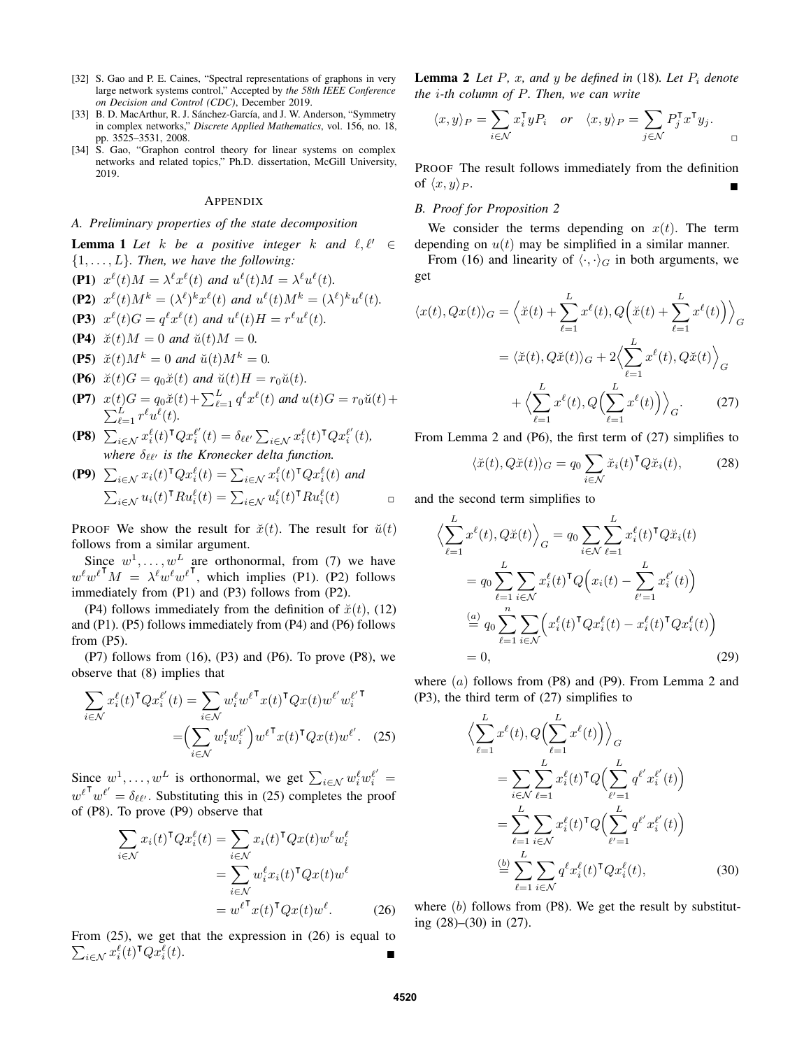[32] S. Gao and P. E. Caines, "Spectral representations of graphons in very large network systems control," Accepted by *the 58th IEEE Conference on Decision and Control (CDC)*, December 2019.

[33] B. D. MacArthur, R. J. Sánchez-García, and J. W. Anderson, "Symmetry in complex networks," *Discrete Applied Mathematics*, vol. 156, no. 18, pp. 3525–3531, 2008.

[34] S. Gao, "Graphon control theory for linear systems on complex networks and related topics," Ph.D. dissertation, McGill University, 2019.

## APPENDIX

### A. Preliminary properties of the state decomposition

**Lemma 1** *Let $k$ be a positive integer $k$ and $\ell, \ell' \in \{1, \dots, L\}$. Then, we have the following:*

**(P1)** $x^\ell(t)M = \lambda^\ell x^\ell(t)$ *and* $u^\ell(t)M = \lambda^\ell u^\ell(t)$.

**(P2)** $x^\ell(t)M^k = (\lambda^\ell)^k x^\ell(t)$ *and* $u^\ell(t)M^k = (\lambda^\ell)^k u^\ell(t)$.

**(P3)** $x^\ell(t)G = q^\ell x^\ell(t)$ *and* $u^\ell(t)H = r^\ell u^\ell(t)$.

**(P4)** $\breve{x}(t)M = 0$ *and* $\breve{u}(t)M = 0$.

**(P5)** $\breve{x}(t)M^k = 0$ *and* $\breve{u}(t)M^k = 0$.

**(P6)** $\breve{x}(t)G = q_0\breve{x}(t)$ *and* $\breve{u}(t)H = r_0\breve{u}(t)$.

**(P7)** $x(t)G = q_0\breve{x}(t) + \sum_{\ell=1}^{L} q^\ell x^\ell(t)$ *and* $u(t)G = r_0\breve{u}(t) + \sum_{\ell=1}^{L} r^\ell u^\ell(t)$.

**(P8)** $\sum_{i\in\mathcal{N}} x_i^\ell(t)^\intercal Q x_i^{\ell'}(t) = \delta_{\ell\ell'} \sum_{i\in\mathcal{N}} x_i^\ell(t)^\intercal Q x_i^{\ell'}(t)$, *where $\delta_{\ell\ell'}$ is the Kronecker delta function.*

**(P9)** $\sum_{i\in\mathcal{N}} x_i(t)^\intercal Q x_i^\ell(t) = \sum_{i\in\mathcal{N}} x_i^\ell(t)^\intercal Q x_i^\ell(t)$ *and* $\sum_{i\in\mathcal{N}} u_i(t)^\intercal R u_i^\ell(t) = \sum_{i\in\mathcal{N}} u_i^\ell(t)^\intercal R u_i^\ell(t)$ □

PROOF We show the result for $\breve{x}(t)$. The result for $\breve{u}(t)$ follows from a similar argument.

Since $w^1, \dots, w^L$ are orthonormal, from (7) we have $w^\ell w^{\ell\intercal} M = \lambda^\ell w^\ell w^{\ell\intercal}$, which implies (P1). (P2) follows immediately from (P1) and (P3) follows from (P2).

(P4) follows immediately from the definition of $\breve{x}(t)$, (12) and (P1). (P5) follows immediately from (P4) and (P6) follows from (P5).

(P7) follows from (16), (P3) and (P6). To prove (P8), we observe that (8) implies that

$$
\begin{aligned}
\sum_{i\in\mathcal{N}} x_i^\ell(t)^\intercal Q x_i^{\ell'}(t) &= \sum_{i\in\mathcal{N}} w_i^\ell w^{\ell\intercal} x(t)^\intercal Q x(t) w^{\ell'} w_i^{\ell'\intercal} \\
&= \Big(\sum_{i\in\mathcal{N}} w_i^\ell w_i^{\ell'}\Big) w^{\ell\intercal} x(t)^\intercal Q x(t) w^{\ell'}. \quad (25)
\end{aligned}
$$

Since $w^1, \dots, w^L$ is orthonormal, we get $\sum_{i\in\mathcal{N}} w_i^\ell w_i^{\ell'} = w^{\ell\intercal} w^{\ell'} = \delta_{\ell\ell'}$. Substituting this in (25) completes the proof of (P8). To prove (P9) observe that

$$
\begin{aligned}
\sum_{i\in\mathcal{N}} x_i(t)^\intercal Q x_i^\ell(t) &= \sum_{i\in\mathcal{N}} x_i(t)^\intercal Q x(t) w^\ell w_i^\ell \\
&= \sum_{i\in\mathcal{N}} w_i^\ell x_i(t)^\intercal Q x(t) w^\ell \\
&= w^{\ell\intercal} x(t)^\intercal Q x(t) w^\ell. \quad (26)
\end{aligned}
$$

From (25), we get that the expression in (26) is equal to $\sum_{i\in\mathcal{N}} x_i^\ell(t)^\intercal Q x_i^\ell(t)$. ■

**Lemma 2** *Let $P$, $x$, and $y$ be defined in (18). Let $P_i$ denote the $i$-th column of $P$. Then, we can write*

$$
\langle x, y\rangle_P = \sum_{i\in\mathcal{N}} x_i^\intercal y P_i \quad \text{or} \quad \langle x, y\rangle_P = \sum_{j\in\mathcal{N}} P_j^\intercal x^\intercal y_j.
$$

□

PROOF The result follows immediately from the definition of $\langle x, y\rangle_P$. ■

### B. Proof for Proposition 2

We consider the terms depending on $x(t)$. The term depending on $u(t)$ may be simplified in a similar manner.

From (16) and linearity of $\langle\cdot,\cdot\rangle_G$ in both arguments, we get

$$
\begin{aligned}
\langle x(t), Qx(t)\rangle_G &= \Big\langle \breve{x}(t) + \sum_{\ell=1}^{L} x^\ell(t), Q\Big(\breve{x}(t) + \sum_{\ell=1}^{L} x^\ell(t)\Big)\Big\rangle_G \\
&= \langle \breve{x}(t), Q\breve{x}(t)\rangle_G + 2\Big\langle \sum_{\ell=1}^{L} x^\ell(t), Q\breve{x}(t)\Big\rangle_G \\
&\quad + \Big\langle \sum_{\ell=1}^{L} x^\ell(t), Q\Big(\sum_{\ell=1}^{L} x^\ell(t)\Big)\Big\rangle_G. \quad (27)
\end{aligned}
$$

From Lemma 2 and (P6), the first term of (27) simplifies to

$$
\langle \breve{x}(t), Q\breve{x}(t)\rangle_G = q_0 \sum_{i\in\mathcal{N}} \breve{x}_i(t)^\intercal Q \breve{x}_i(t), \quad (28)
$$

and the second term simplifies to

$$
\begin{aligned}
\Big\langle \sum_{\ell=1}^{L} x^\ell(t), Q\breve{x}(t)\Big\rangle_G &= q_0 \sum_{i\in\mathcal{N}} \sum_{\ell=1}^{L} x_i^\ell(t)^\intercal Q \breve{x}_i(t) \\
&= q_0 \sum_{\ell=1}^{L} \sum_{i\in\mathcal{N}} x_i^\ell(t)^\intercal Q\Big(x_i(t) - \sum_{\ell'=1}^{L} x_i^{\ell'}(t)\Big) \\
&\overset{(a)}{=} q_0 \sum_{\ell=1}^{n} \sum_{i\in\mathcal{N}} \Big(x_i^\ell(t)^\intercal Q x_i^\ell(t) - x_i^\ell(t)^\intercal Q x_i^\ell(t)\Big) \\
&= 0, \quad (29)
\end{aligned}
$$

where $(a)$ follows from (P8) and (P9). From Lemma 2 and (P3), the third term of (27) simplifies to

$$
\begin{aligned}
\Big\langle \sum_{\ell=1}^{L} x^\ell(t), Q\Big(\sum_{\ell=1}^{L} x^\ell(t)\Big)\Big\rangle_G &= \sum_{i\in\mathcal{N}} \sum_{\ell=1}^{L} x_i^\ell(t)^\intercal Q\Big(\sum_{\ell'=1}^{L} q^{\ell'} x_i^{\ell'}(t)\Big) \\
&= \sum_{\ell=1}^{L} \sum_{i\in\mathcal{N}} x_i^\ell(t)^\intercal Q\Big(\sum_{\ell'=1}^{L} q^{\ell'} x_i^{\ell'}(t)\Big) \\
&\overset{(b)}{=} \sum_{\ell=1}^{L} \sum_{i\in\mathcal{N}} q^\ell x_i^\ell(t)^\intercal Q x_i^\ell(t), \quad (30)
\end{aligned}
$$

where $(b)$ follows from (P8). We get the result by substituting (28)–(30) in (27).